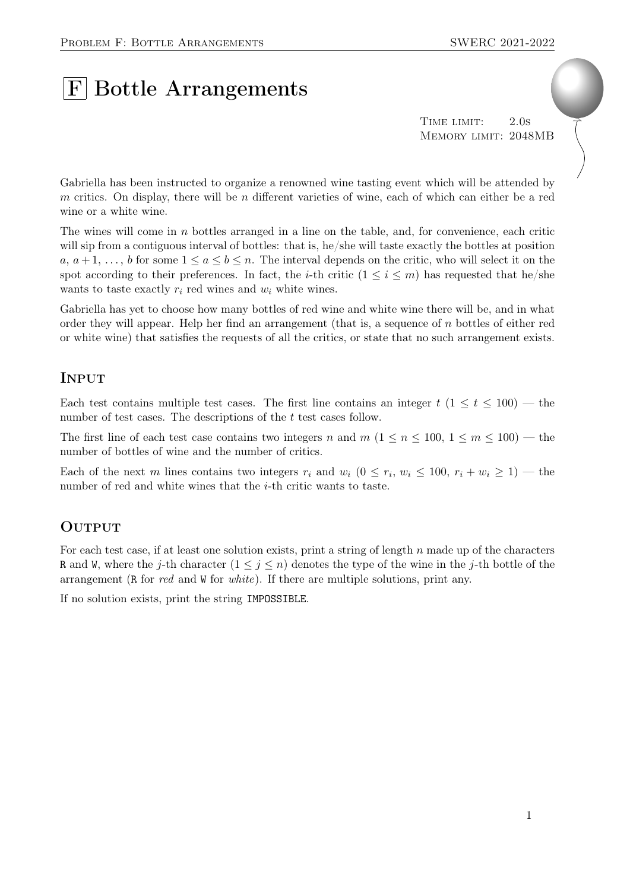# F Bottle Arrangements

Time limit: 2.0s
Memory limit: 2048MB

Gabriella has been instructed to organize a renowned wine tasting event which will be attended by $m$ critics. On display, there will be $n$ different varieties of wine, each of which can either be a red wine or a white wine.

The wines will come in $n$ bottles arranged in a line on the table, and, for convenience, each critic will sip from a contiguous interval of bottles: that is, he/she will taste exactly the bottles at position $a, a+1, \ldots, b$ for some $1 \leq a \leq b \leq n$. The interval depends on the critic, who will select it on the spot according to their preferences. In fact, the $i$-th critic ($1 \leq i \leq m$) has requested that he/she wants to taste exactly $r_i$ red wines and $w_i$ white wines.

Gabriella has yet to choose how many bottles of red wine and white wine there will be, and in what order they will appear. Help her find an arrangement (that is, a sequence of $n$ bottles of either red or white wine) that satisfies the requests of all the critics, or state that no such arrangement exists.

## Input

Each test contains multiple test cases. The first line contains an integer $t$ ($1 \leq t \leq 100$) — the number of test cases. The descriptions of the $t$ test cases follow.

The first line of each test case contains two integers $n$ and $m$ ($1 \leq n \leq 100$, $1 \leq m \leq 100$) — the number of bottles of wine and the number of critics.

Each of the next $m$ lines contains two integers $r_i$ and $w_i$ ($0 \leq r_i, w_i \leq 100$, $r_i + w_i \geq 1$) — the number of red and white wines that the $i$-th critic wants to taste.

## Output

For each test case, if at least one solution exists, print a string of length $n$ made up of the characters R and W, where the $j$-th character ($1 \leq j \leq n$) denotes the type of the wine in the $j$-th bottle of the arrangement (R for *red* and W for *white*). If there are multiple solutions, print any.

If no solution exists, print the string IMPOSSIBLE.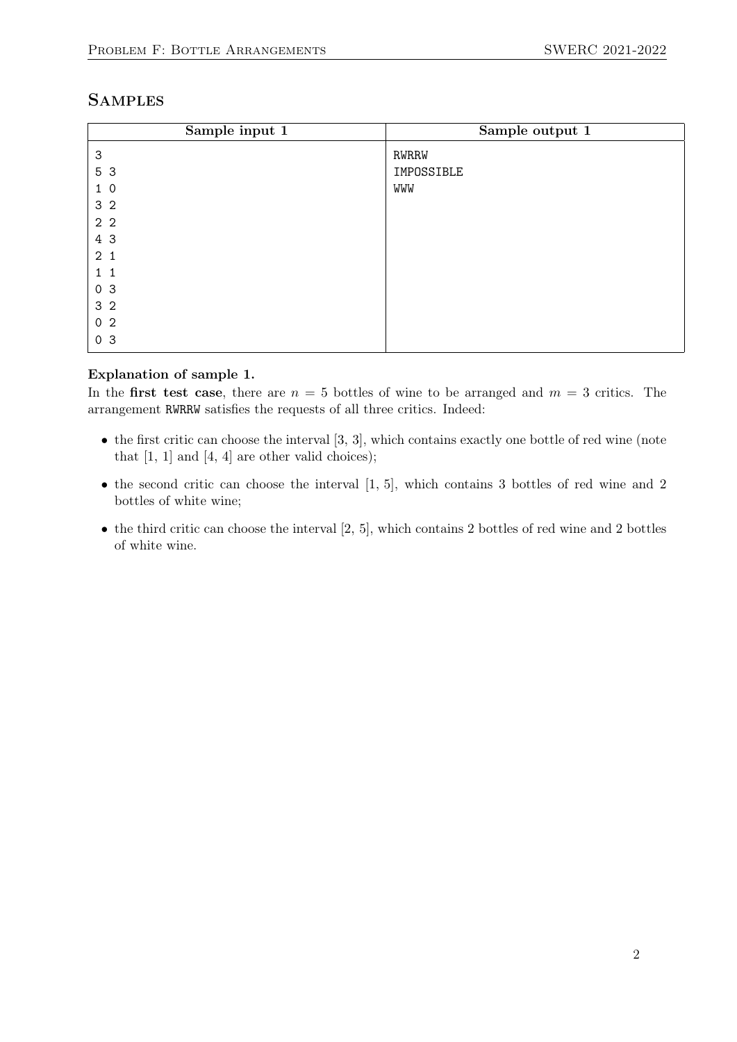## Samples

| Sample input 1 | Sample output 1 |
| --- | --- |
| 3<br>5 3<br>1 0<br>3 2<br>2 2<br>4 3<br>2 1<br>1 1<br>0 3<br>3 2<br>0 2<br>0 3 | RWRRW<br>IMPOSSIBLE<br>WWW |

**Explanation of sample 1.**

In the **first test case**, there are $n = 5$ bottles of wine to be arranged and $m = 3$ critics. The arrangement RWRRW satisfies the requests of all three critics. Indeed:

- the first critic can choose the interval [3, 3], which contains exactly one bottle of red wine (note that [1, 1] and [4, 4] are other valid choices);
- the second critic can choose the interval [1, 5], which contains 3 bottles of red wine and 2 bottles of white wine;
- the third critic can choose the interval [2, 5], which contains 2 bottles of red wine and 2 bottles of white wine.